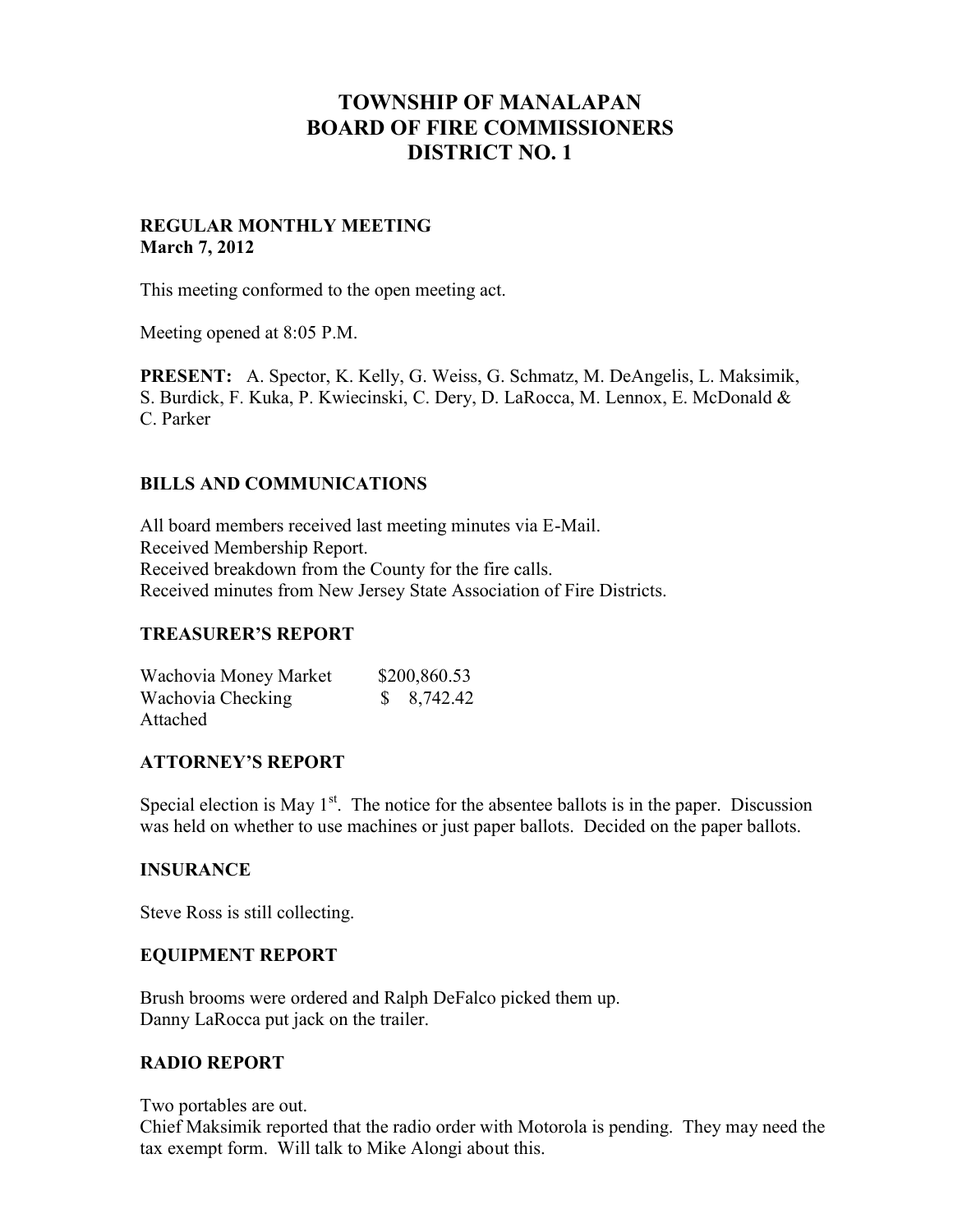# TOWNSHIP OF MANALAPAN
# BOARD OF FIRE COMMISSIONERS
# DISTRICT NO. 1

**REGULAR MONTHLY MEETING**
**March 7, 2012**

This meeting conformed to the open meeting act.

Meeting opened at 8:05 P.M.

**PRESENT:** A. Spector, K. Kelly, G. Weiss, G. Schmatz, M. DeAngelis, L. Maksimik, S. Burdick, F. Kuka, P. Kwiecinski, C. Dery, D. LaRocca, M. Lennox, E. McDonald & C. Parker

### BILLS AND COMMUNICATIONS

All board members received last meeting minutes via E-Mail.
Received Membership Report.
Received breakdown from the County for the fire calls.
Received minutes from New Jersey State Association of Fire Districts.

### TREASURER'S REPORT

| | |
|---|---|
| Wachovia Money Market | $200,860.53 |
| Wachovia Checking | $ 8,742.42 |

Attached

### ATTORNEY'S REPORT

Special election is May 1st. The notice for the absentee ballots is in the paper. Discussion was held on whether to use machines or just paper ballots. Decided on the paper ballots.

### INSURANCE

Steve Ross is still collecting.

### EQUIPMENT REPORT

Brush brooms were ordered and Ralph DeFalco picked them up.
Danny LaRocca put jack on the trailer.

### RADIO REPORT

Two portables are out.
Chief Maksimik reported that the radio order with Motorola is pending. They may need the tax exempt form. Will talk to Mike Alongi about this.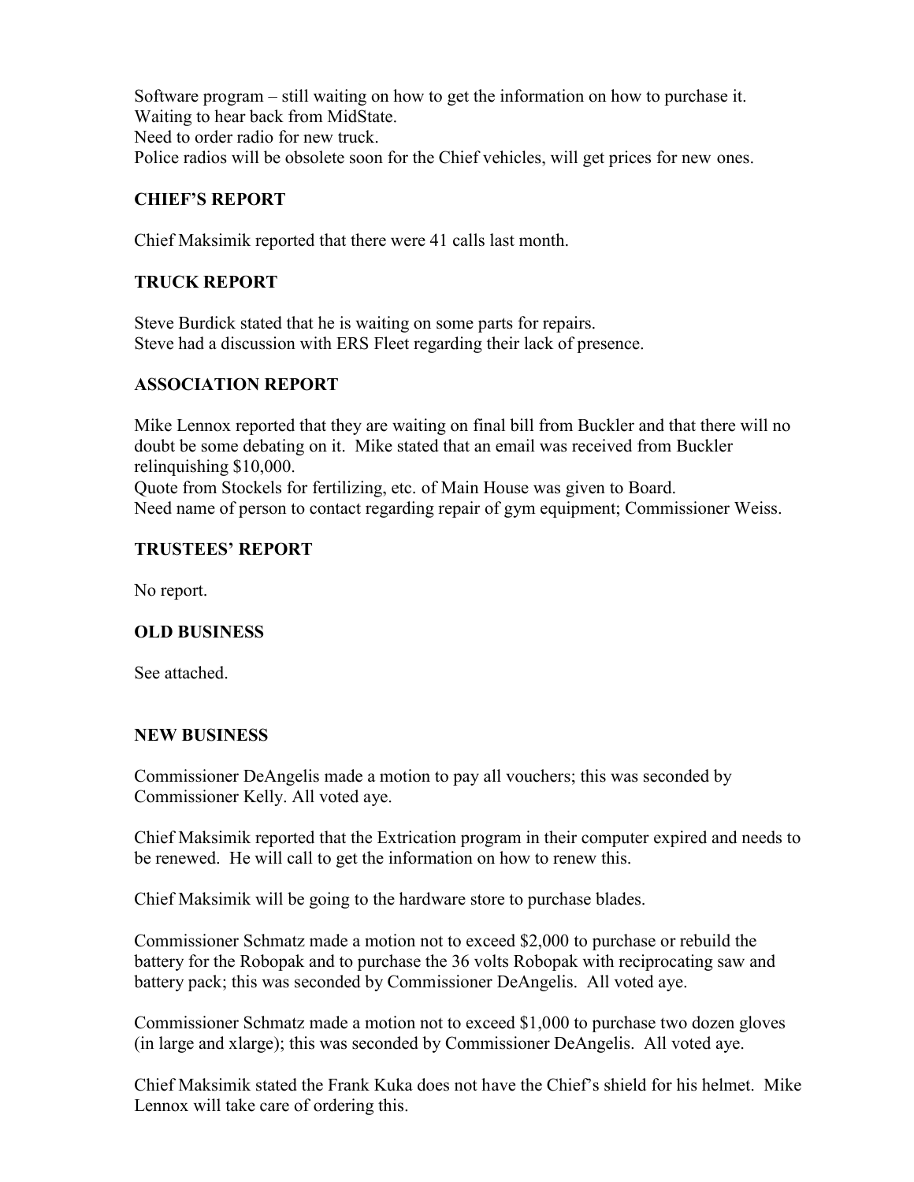Software program – still waiting on how to get the information on how to purchase it.
Waiting to hear back from MidState.
Need to order radio for new truck.
Police radios will be obsolete soon for the Chief vehicles, will get prices for new ones.

## CHIEF'S REPORT

Chief Maksimik reported that there were 41 calls last month.

## TRUCK REPORT

Steve Burdick stated that he is waiting on some parts for repairs.
Steve had a discussion with ERS Fleet regarding their lack of presence.

## ASSOCIATION REPORT

Mike Lennox reported that they are waiting on final bill from Buckler and that there will no doubt be some debating on it. Mike stated that an email was received from Buckler relinquishing $10,000.
Quote from Stockels for fertilizing, etc. of Main House was given to Board.
Need name of person to contact regarding repair of gym equipment; Commissioner Weiss.

## TRUSTEES' REPORT

No report.

## OLD BUSINESS

See attached.

## NEW BUSINESS

Commissioner DeAngelis made a motion to pay all vouchers; this was seconded by Commissioner Kelly. All voted aye.

Chief Maksimik reported that the Extrication program in their computer expired and needs to be renewed. He will call to get the information on how to renew this.

Chief Maksimik will be going to the hardware store to purchase blades.

Commissioner Schmatz made a motion not to exceed $2,000 to purchase or rebuild the battery for the Robopak and to purchase the 36 volts Robopak with reciprocating saw and battery pack; this was seconded by Commissioner DeAngelis. All voted aye.

Commissioner Schmatz made a motion not to exceed $1,000 to purchase two dozen gloves (in large and xlarge); this was seconded by Commissioner DeAngelis. All voted aye.

Chief Maksimik stated the Frank Kuka does not have the Chief's shield for his helmet. Mike Lennox will take care of ordering this.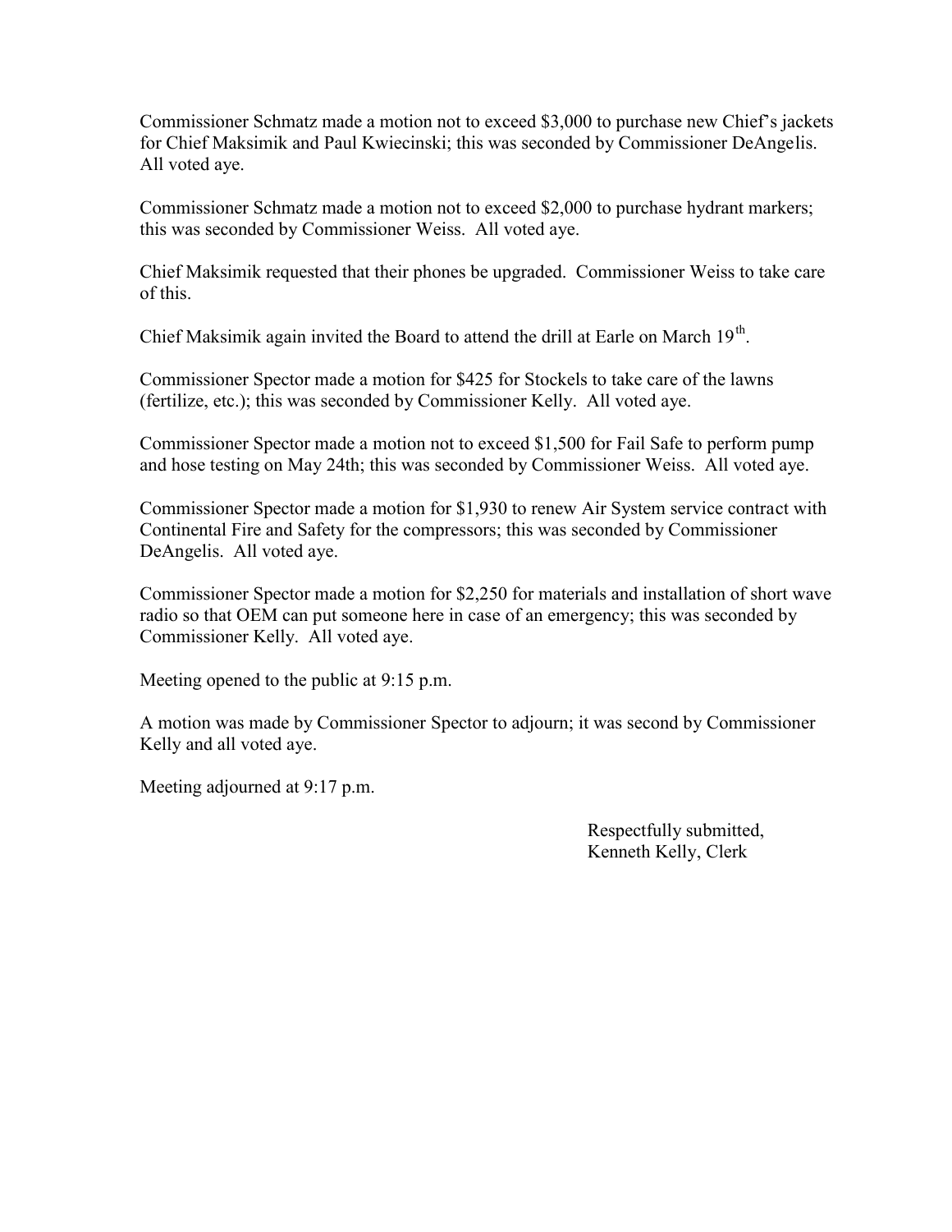Commissioner Schmatz made a motion not to exceed $3,000 to purchase new Chief's jackets for Chief Maksimik and Paul Kwiecinski; this was seconded by Commissioner DeAngelis. All voted aye.

Commissioner Schmatz made a motion not to exceed $2,000 to purchase hydrant markers; this was seconded by Commissioner Weiss. All voted aye.

Chief Maksimik requested that their phones be upgraded. Commissioner Weiss to take care of this.

Chief Maksimik again invited the Board to attend the drill at Earle on March 19th.

Commissioner Spector made a motion for $425 for Stockels to take care of the lawns (fertilize, etc.); this was seconded by Commissioner Kelly. All voted aye.

Commissioner Spector made a motion not to exceed $1,500 for Fail Safe to perform pump and hose testing on May 24th; this was seconded by Commissioner Weiss. All voted aye.

Commissioner Spector made a motion for $1,930 to renew Air System service contract with Continental Fire and Safety for the compressors; this was seconded by Commissioner DeAngelis. All voted aye.

Commissioner Spector made a motion for $2,250 for materials and installation of short wave radio so that OEM can put someone here in case of an emergency; this was seconded by Commissioner Kelly. All voted aye.

Meeting opened to the public at 9:15 p.m.

A motion was made by Commissioner Spector to adjourn; it was second by Commissioner Kelly and all voted aye.

Meeting adjourned at 9:17 p.m.

Respectfully submitted,
Kenneth Kelly, Clerk